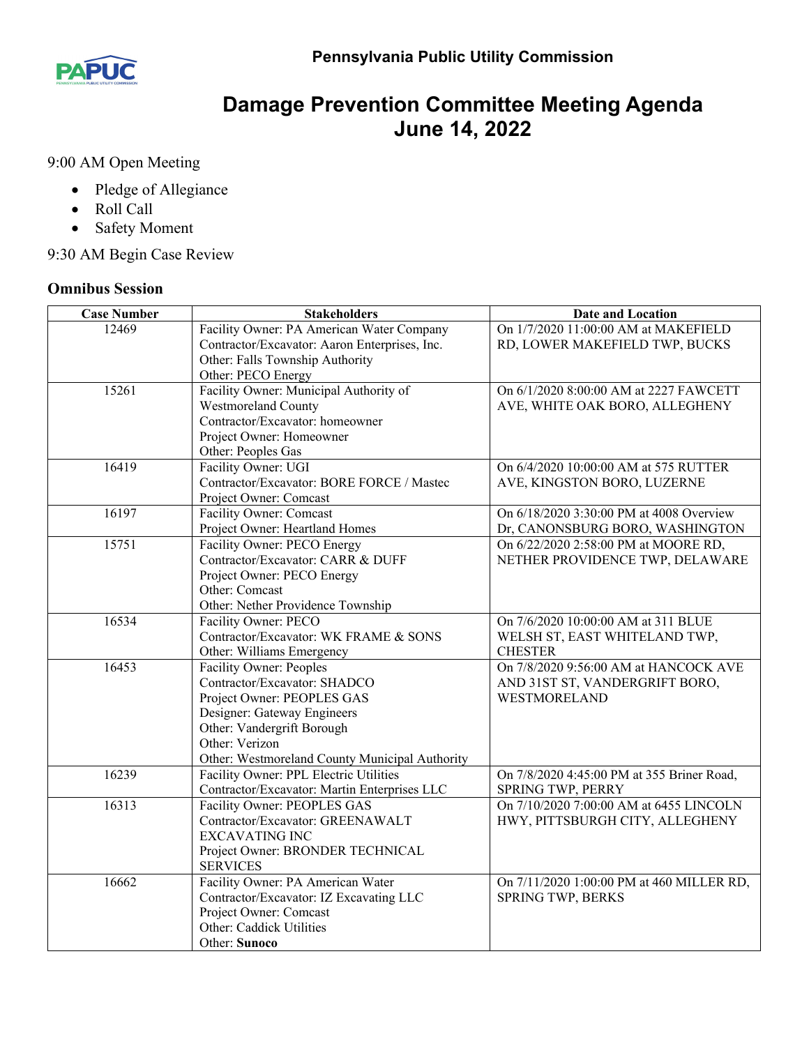Pennsylvania Public Utility Commission

# Damage Prevention Committee Meeting Agenda
# June 14, 2022

9:00 AM Open Meeting

- Pledge of Allegiance
- Roll Call
- Safety Moment

9:30 AM Begin Case Review

### Omnibus Session

| Case Number | Stakeholders | Date and Location |
|---|---|---|
| 12469 | Facility Owner: PA American Water Company<br>Contractor/Excavator: Aaron Enterprises, Inc.<br>Other: Falls Township Authority<br>Other: PECO Energy | On 1/7/2020 11:00:00 AM at MAKEFIELD RD, LOWER MAKEFIELD TWP, BUCKS |
| 15261 | Facility Owner: Municipal Authority of Westmoreland County<br>Contractor/Excavator: homeowner<br>Project Owner: Homeowner<br>Other: Peoples Gas | On 6/1/2020 8:00:00 AM at 2227 FAWCETT AVE, WHITE OAK BORO, ALLEGHENY |
| 16419 | Facility Owner: UGI<br>Contractor/Excavator: BORE FORCE / Mastec<br>Project Owner: Comcast | On 6/4/2020 10:00:00 AM at 575 RUTTER AVE, KINGSTON BORO, LUZERNE |
| 16197 | Facility Owner: Comcast<br>Project Owner: Heartland Homes | On 6/18/2020 3:30:00 PM at 4008 Overview Dr, CANONSBURG BORO, WASHINGTON |
| 15751 | Facility Owner: PECO Energy<br>Contractor/Excavator: CARR & DUFF<br>Project Owner: PECO Energy<br>Other: Comcast<br>Other: Nether Providence Township | On 6/22/2020 2:58:00 PM at MOORE RD, NETHER PROVIDENCE TWP, DELAWARE |
| 16534 | Facility Owner: PECO<br>Contractor/Excavator: WK FRAME & SONS<br>Other: Williams Emergency | On 7/6/2020 10:00:00 AM at 311 BLUE WELSH ST, EAST WHITELAND TWP, CHESTER |
| 16453 | Facility Owner: Peoples<br>Contractor/Excavator: SHADCO<br>Project Owner: PEOPLES GAS<br>Designer: Gateway Engineers<br>Other: Vandergrift Borough<br>Other: Verizon<br>Other: Westmoreland County Municipal Authority | On 7/8/2020 9:56:00 AM at HANCOCK AVE AND 31ST ST, VANDERGRIFT BORO, WESTMORELAND |
| 16239 | Facility Owner: PPL Electric Utilities<br>Contractor/Excavator: Martin Enterprises LLC | On 7/8/2020 4:45:00 PM at 355 Briner Road, SPRING TWP, PERRY |
| 16313 | Facility Owner: PEOPLES GAS<br>Contractor/Excavator: GREENAWALT EXCAVATING INC<br>Project Owner: BRONDER TECHNICAL SERVICES | On 7/10/2020 7:00:00 AM at 6455 LINCOLN HWY, PITTSBURGH CITY, ALLEGHENY |
| 16662 | Facility Owner: PA American Water<br>Contractor/Excavator: IZ Excavating LLC<br>Project Owner: Comcast<br>Other: Caddick Utilities<br>Other: **Sunoco** | On 7/11/2020 1:00:00 PM at 460 MILLER RD, SPRING TWP, BERKS |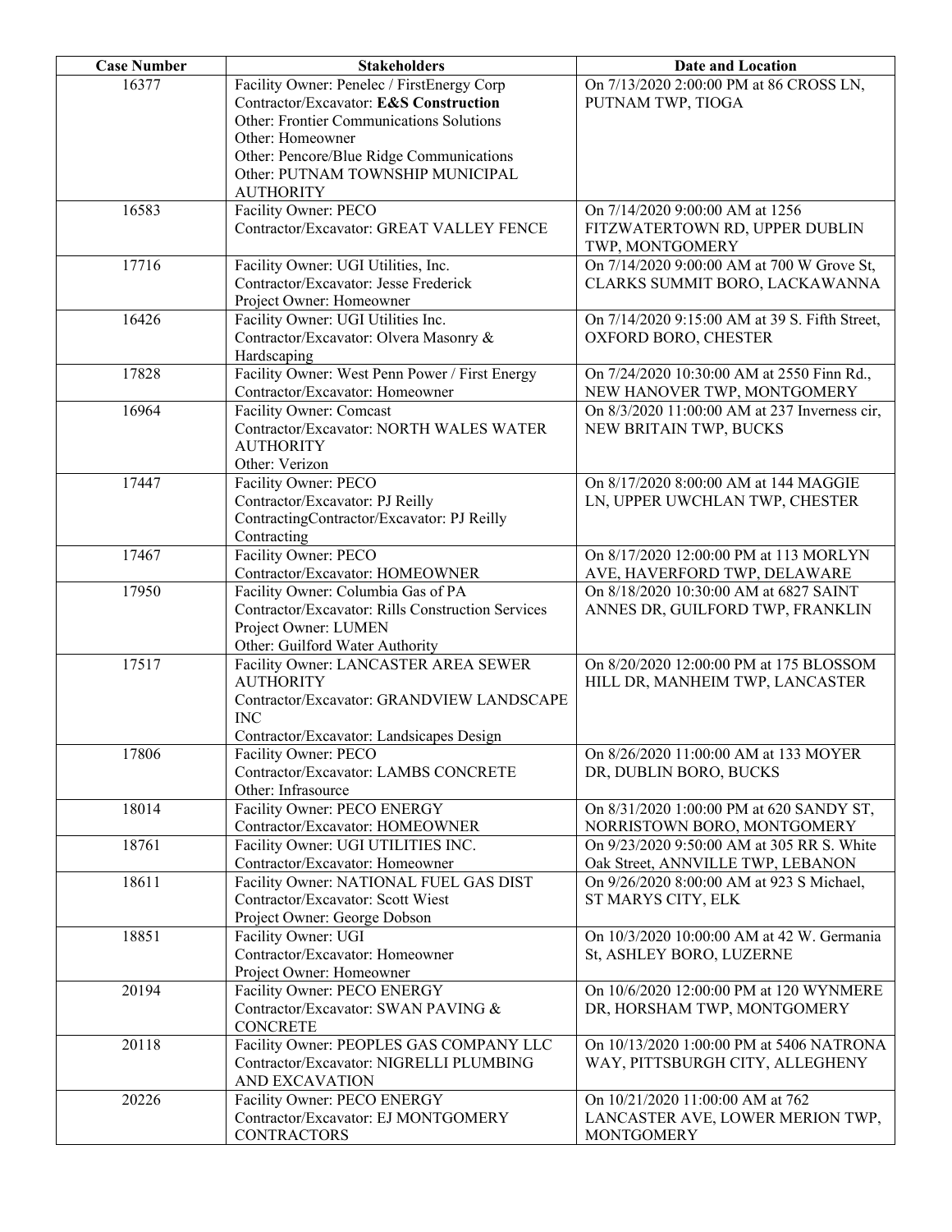| Case Number | Stakeholders | Date and Location |
|---|---|---|
| 16377 | Facility Owner: Penelec / FirstEnergy Corp<br>Contractor/Excavator: **E&S Construction**<br>Other: Frontier Communications Solutions<br>Other: Homeowner<br>Other: Pencore/Blue Ridge Communications<br>Other: PUTNAM TOWNSHIP MUNICIPAL AUTHORITY | On 7/13/2020 2:00:00 PM at 86 CROSS LN, PUTNAM TWP, TIOGA |
| 16583 | Facility Owner: PECO<br>Contractor/Excavator: GREAT VALLEY FENCE | On 7/14/2020 9:00:00 AM at 1256 FITZWATERTOWN RD, UPPER DUBLIN TWP, MONTGOMERY |
| 17716 | Facility Owner: UGI Utilities, Inc.<br>Contractor/Excavator: Jesse Frederick<br>Project Owner: Homeowner | On 7/14/2020 9:00:00 AM at 700 W Grove St, CLARKS SUMMIT BORO, LACKAWANNA |
| 16426 | Facility Owner: UGI Utilities Inc.<br>Contractor/Excavator: Olvera Masonry & Hardscaping | On 7/14/2020 9:15:00 AM at 39 S. Fifth Street, OXFORD BORO, CHESTER |
| 17828 | Facility Owner: West Penn Power / First Energy<br>Contractor/Excavator: Homeowner | On 7/24/2020 10:30:00 AM at 2550 Finn Rd., NEW HANOVER TWP, MONTGOMERY |
| 16964 | Facility Owner: Comcast<br>Contractor/Excavator: NORTH WALES WATER AUTHORITY<br>Other: Verizon | On 8/3/2020 11:00:00 AM at 237 Inverness cir, NEW BRITAIN TWP, BUCKS |
| 17447 | Facility Owner: PECO<br>Contractor/Excavator: PJ Reilly ContractingContractor/Excavator: PJ Reilly Contracting | On 8/17/2020 8:00:00 AM at 144 MAGGIE LN, UPPER UWCHLAN TWP, CHESTER |
| 17467 | Facility Owner: PECO<br>Contractor/Excavator: HOMEOWNER | On 8/17/2020 12:00:00 PM at 113 MORLYN AVE, HAVERFORD TWP, DELAWARE |
| 17950 | Facility Owner: Columbia Gas of PA<br>Contractor/Excavator: Rills Construction Services<br>Project Owner: LUMEN<br>Other: Guilford Water Authority | On 8/18/2020 10:30:00 AM at 6827 SAINT ANNES DR, GUILFORD TWP, FRANKLIN |
| 17517 | Facility Owner: LANCASTER AREA SEWER AUTHORITY<br>Contractor/Excavator: GRANDVIEW LANDSCAPE INC<br>Contractor/Excavator: Landsicapes Design | On 8/20/2020 12:00:00 PM at 175 BLOSSOM HILL DR, MANHEIM TWP, LANCASTER |
| 17806 | Facility Owner: PECO<br>Contractor/Excavator: LAMBS CONCRETE<br>Other: Infrasource | On 8/26/2020 11:00:00 AM at 133 MOYER DR, DUBLIN BORO, BUCKS |
| 18014 | Facility Owner: PECO ENERGY<br>Contractor/Excavator: HOMEOWNER | On 8/31/2020 1:00:00 PM at 620 SANDY ST, NORRISTOWN BORO, MONTGOMERY |
| 18761 | Facility Owner: UGI UTILITIES INC.<br>Contractor/Excavator: Homeowner | On 9/23/2020 9:50:00 AM at 305 RR S. White Oak Street, ANNVILLE TWP, LEBANON |
| 18611 | Facility Owner: NATIONAL FUEL GAS DIST<br>Contractor/Excavator: Scott Wiest<br>Project Owner: George Dobson | On 9/26/2020 8:00:00 AM at 923 S Michael, ST MARYS CITY, ELK |
| 18851 | Facility Owner: UGI<br>Contractor/Excavator: Homeowner<br>Project Owner: Homeowner | On 10/3/2020 10:00:00 AM at 42 W. Germania St, ASHLEY BORO, LUZERNE |
| 20194 | Facility Owner: PECO ENERGY<br>Contractor/Excavator: SWAN PAVING & CONCRETE | On 10/6/2020 12:00:00 PM at 120 WYNMERE DR, HORSHAM TWP, MONTGOMERY |
| 20118 | Facility Owner: PEOPLES GAS COMPANY LLC<br>Contractor/Excavator: NIGRELLI PLUMBING AND EXCAVATION | On 10/13/2020 1:00:00 PM at 5406 NATRONA WAY, PITTSBURGH CITY, ALLEGHENY |
| 20226 | Facility Owner: PECO ENERGY<br>Contractor/Excavator: EJ MONTGOMERY CONTRACTORS | On 10/21/2020 11:00:00 AM at 762 LANCASTER AVE, LOWER MERION TWP, MONTGOMERY |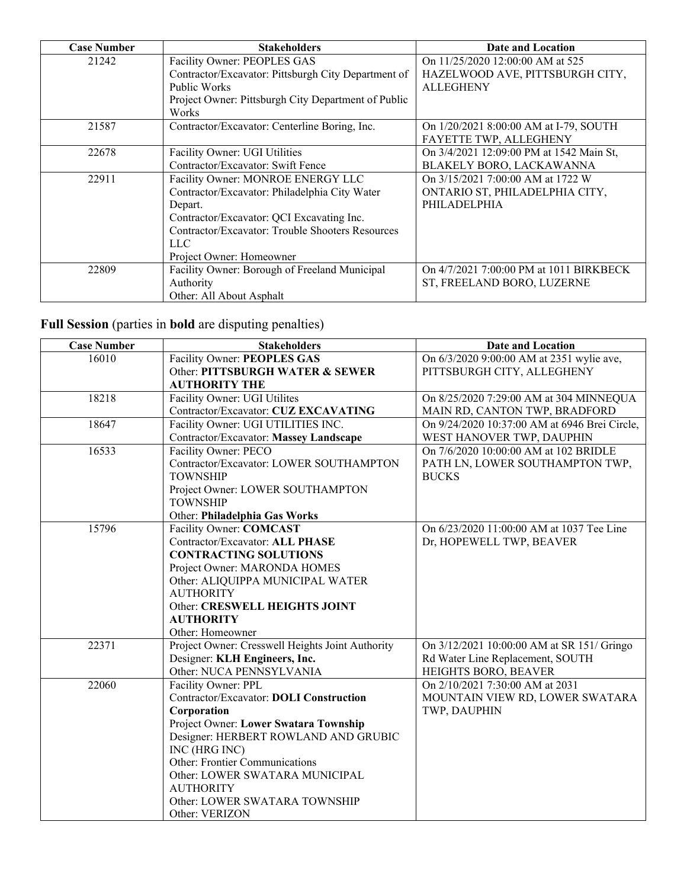| Case Number | Stakeholders | Date and Location |
|---|---|---|
| 21242 | Facility Owner: PEOPLES GAS<br>Contractor/Excavator: Pittsburgh City Department of Public Works<br>Project Owner: Pittsburgh City Department of Public Works | On 11/25/2020 12:00:00 AM at 525 HAZELWOOD AVE, PITTSBURGH CITY, ALLEGHENY |
| 21587 | Contractor/Excavator: Centerline Boring, Inc. | On 1/20/2021 8:00:00 AM at I-79, SOUTH FAYETTE TWP, ALLEGHENY |
| 22678 | Facility Owner: UGI Utilities<br>Contractor/Excavator: Swift Fence | On 3/4/2021 12:09:00 PM at 1542 Main St, BLAKELY BORO, LACKAWANNA |
| 22911 | Facility Owner: MONROE ENERGY LLC<br>Contractor/Excavator: Philadelphia City Water Depart.<br>Contractor/Excavator: QCI Excavating Inc.<br>Contractor/Excavator: Trouble Shooters Resources LLC<br>Project Owner: Homeowner | On 3/15/2021 7:00:00 AM at 1722 W ONTARIO ST, PHILADELPHIA CITY, PHILADELPHIA |
| 22809 | Facility Owner: Borough of Freeland Municipal Authority<br>Other: All About Asphalt | On 4/7/2021 7:00:00 PM at 1011 BIRKBECK ST, FREELAND BORO, LUZERNE |

**Full Session** (parties in **bold** are disputing penalties)

| Case Number | Stakeholders | Date and Location |
|---|---|---|
| 16010 | Facility Owner: **PEOPLES GAS**<br>Other: **PITTSBURGH WATER & SEWER AUTHORITY THE** | On 6/3/2020 9:00:00 AM at 2351 wylie ave, PITTSBURGH CITY, ALLEGHENY |
| 18218 | Facility Owner: UGI Utilites<br>Contractor/Excavator: **CUZ EXCAVATING** | On 8/25/2020 7:29:00 AM at 304 MINNEQUA MAIN RD, CANTON TWP, BRADFORD |
| 18647 | Facility Owner: UGI UTILITIES INC.<br>Contractor/Excavator: **Massey Landscape** | On 9/24/2020 10:37:00 AM at 6946 Brei Circle, WEST HANOVER TWP, DAUPHIN |
| 16533 | Facility Owner: PECO<br>Contractor/Excavator: LOWER SOUTHAMPTON TOWNSHIP<br>Project Owner: LOWER SOUTHAMPTON TOWNSHIP<br>Other: **Philadelphia Gas Works** | On 7/6/2020 10:00:00 AM at 102 BRIDLE PATH LN, LOWER SOUTHAMPTON TWP, BUCKS |
| 15796 | Facility Owner: **COMCAST**<br>Contractor/Excavator: **ALL PHASE CONTRACTING SOLUTIONS**<br>Project Owner: MARONDA HOMES<br>Other: ALIQUIPPA MUNICIPAL WATER AUTHORITY<br>Other: **CRESWELL HEIGHTS JOINT AUTHORITY**<br>Other: Homeowner | On 6/23/2020 11:00:00 AM at 1037 Tee Line Dr, HOPEWELL TWP, BEAVER |
| 22371 | Project Owner: Cresswell Heights Joint Authority<br>Designer: **KLH Engineers, Inc.**<br>Other: NUCA PENNSYLVANIA | On 3/12/2021 10:00:00 AM at SR 151/ Gringo Rd Water Line Replacement, SOUTH HEIGHTS BORO, BEAVER |
| 22060 | Facility Owner: PPL<br>Contractor/Excavator: **DOLI Construction Corporation**<br>Project Owner: **Lower Swatara Township**<br>Designer: HERBERT ROWLAND AND GRUBIC INC (HRG INC)<br>Other: Frontier Communications<br>Other: LOWER SWATARA MUNICIPAL AUTHORITY<br>Other: LOWER SWATARA TOWNSHIP<br>Other: VERIZON | On 2/10/2021 7:30:00 AM at 2031 MOUNTAIN VIEW RD, LOWER SWATARA TWP, DAUPHIN |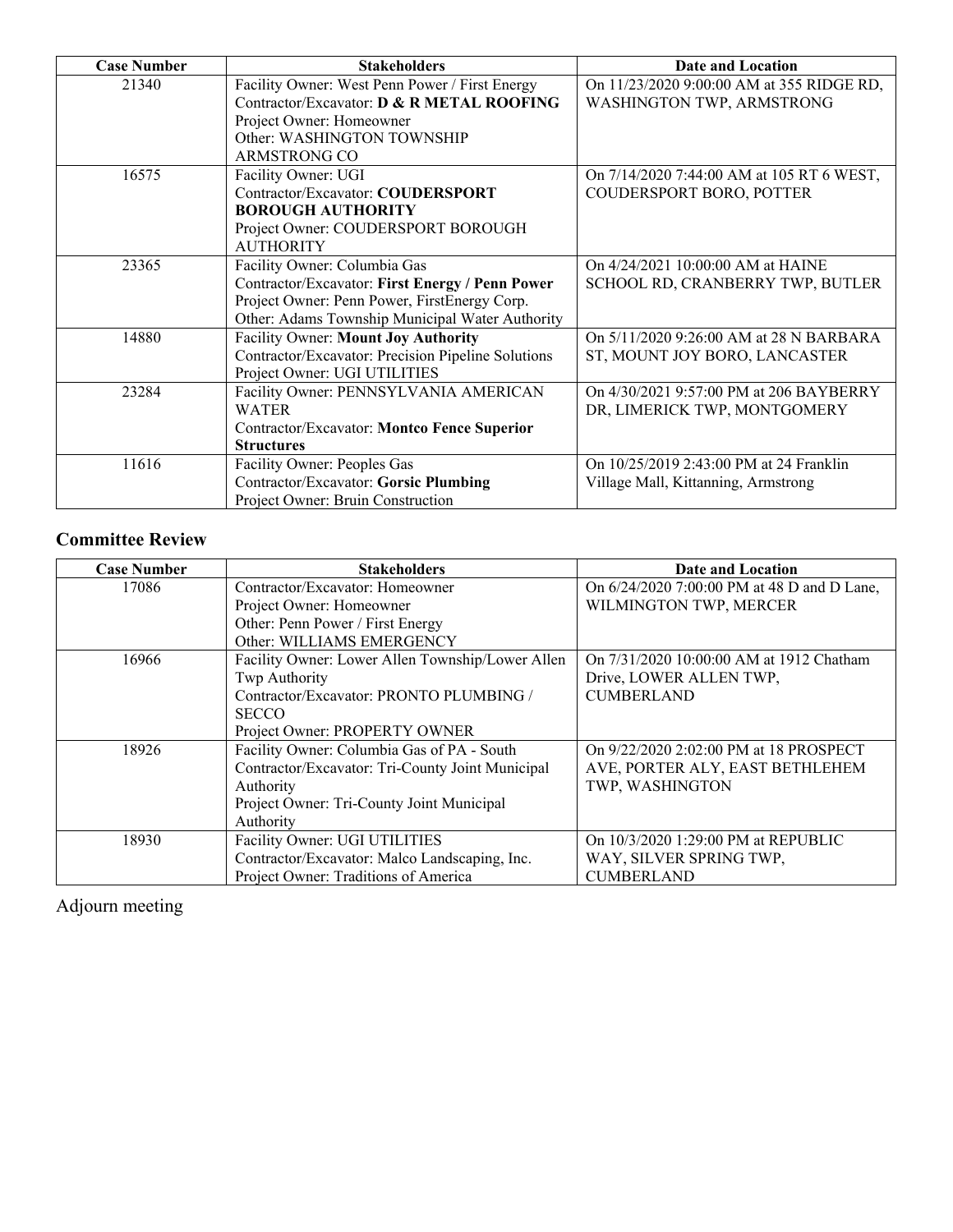| Case Number | Stakeholders | Date and Location |
|---|---|---|
| 21340 | Facility Owner: West Penn Power / First Energy<br>Contractor/Excavator: **D & R METAL ROOFING**<br>Project Owner: Homeowner<br>Other: WASHINGTON TOWNSHIP ARMSTRONG CO | On 11/23/2020 9:00:00 AM at 355 RIDGE RD, WASHINGTON TWP, ARMSTRONG |
| 16575 | Facility Owner: UGI<br>Contractor/Excavator: **COUDERSPORT BOROUGH AUTHORITY**<br>Project Owner: COUDERSPORT BOROUGH AUTHORITY | On 7/14/2020 7:44:00 AM at 105 RT 6 WEST, COUDERSPORT BORO, POTTER |
| 23365 | Facility Owner: Columbia Gas<br>Contractor/Excavator: **First Energy / Penn Power**<br>Project Owner: Penn Power, FirstEnergy Corp.<br>Other: Adams Township Municipal Water Authority | On 4/24/2021 10:00:00 AM at HAINE SCHOOL RD, CRANBERRY TWP, BUTLER |
| 14880 | Facility Owner: **Mount Joy Authority**<br>Contractor/Excavator: Precision Pipeline Solutions<br>Project Owner: UGI UTILITIES | On 5/11/2020 9:26:00 AM at 28 N BARBARA ST, MOUNT JOY BORO, LANCASTER |
| 23284 | Facility Owner: PENNSYLVANIA AMERICAN WATER<br>Contractor/Excavator: **Montco Fence Superior Structures** | On 4/30/2021 9:57:00 PM at 206 BAYBERRY DR, LIMERICK TWP, MONTGOMERY |
| 11616 | Facility Owner: Peoples Gas<br>Contractor/Excavator: **Gorsic Plumbing**<br>Project Owner: Bruin Construction | On 10/25/2019 2:43:00 PM at 24 Franklin Village Mall, Kittanning, Armstrong |

## Committee Review

| Case Number | Stakeholders | Date and Location |
|---|---|---|
| 17086 | Contractor/Excavator: Homeowner<br>Project Owner: Homeowner<br>Other: Penn Power / First Energy<br>Other: WILLIAMS EMERGENCY | On 6/24/2020 7:00:00 PM at 48 D and D Lane, WILMINGTON TWP, MERCER |
| 16966 | Facility Owner: Lower Allen Township/Lower Allen Twp Authority<br>Contractor/Excavator: PRONTO PLUMBING / SECCO<br>Project Owner: PROPERTY OWNER | On 7/31/2020 10:00:00 AM at 1912 Chatham Drive, LOWER ALLEN TWP, CUMBERLAND |
| 18926 | Facility Owner: Columbia Gas of PA - South<br>Contractor/Excavator: Tri-County Joint Municipal Authority<br>Project Owner: Tri-County Joint Municipal Authority | On 9/22/2020 2:02:00 PM at 18 PROSPECT AVE, PORTER ALY, EAST BETHLEHEM TWP, WASHINGTON |
| 18930 | Facility Owner: UGI UTILITIES<br>Contractor/Excavator: Malco Landscaping, Inc.<br>Project Owner: Traditions of America | On 10/3/2020 1:29:00 PM at REPUBLIC WAY, SILVER SPRING TWP, CUMBERLAND |

Adjourn meeting